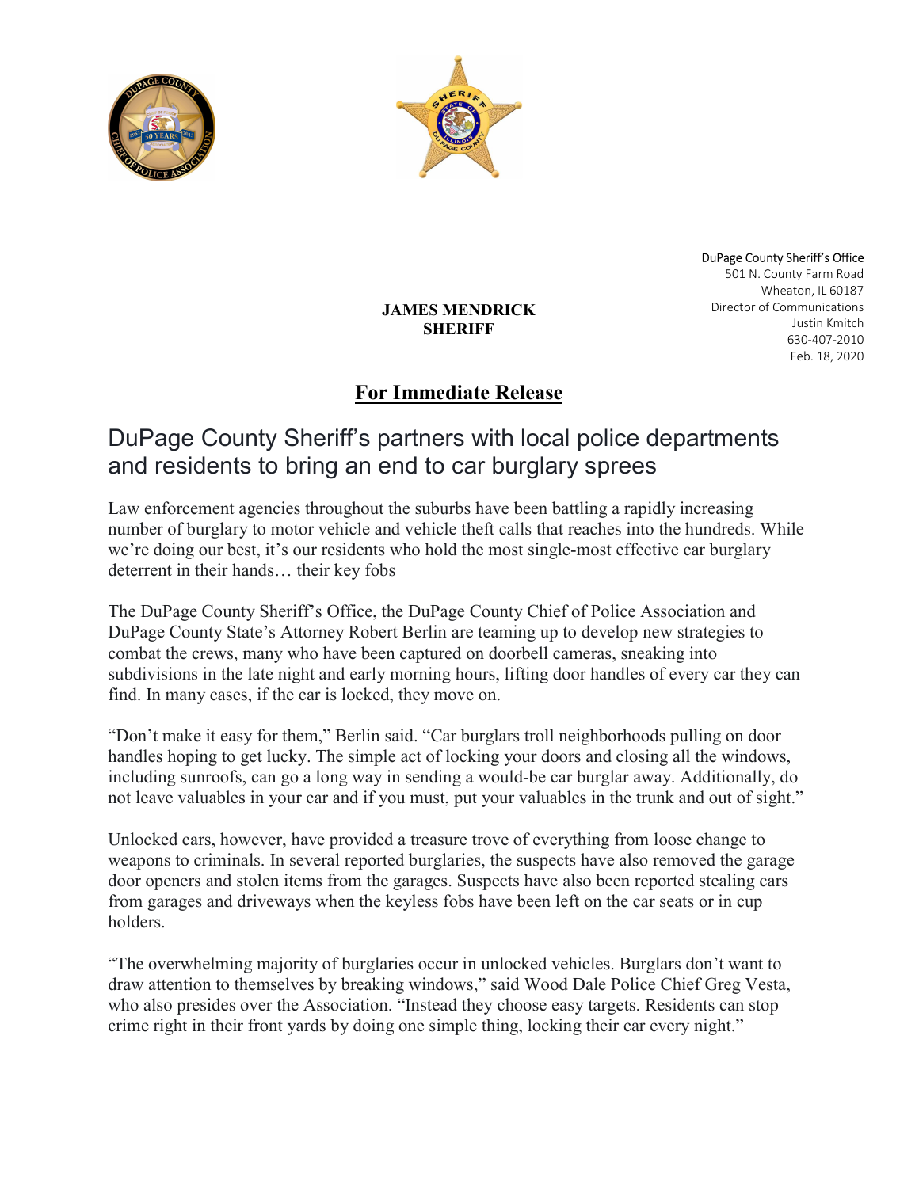DuPage County Sheriff's Office
501 N. County Farm Road
Wheaton, IL 60187
Director of Communications
Justin Kmitch
630-407-2010
Feb. 18, 2020

**JAMES MENDRICK**
**SHERIFF**

## For Immediate Release

# DuPage County Sheriff's partners with local police departments and residents to bring an end to car burglary sprees

Law enforcement agencies throughout the suburbs have been battling a rapidly increasing number of burglary to motor vehicle and vehicle theft calls that reaches into the hundreds. While we're doing our best, it's our residents who hold the most single-most effective car burglary deterrent in their hands… their key fobs

The DuPage County Sheriff's Office, the DuPage County Chief of Police Association and DuPage County State's Attorney Robert Berlin are teaming up to develop new strategies to combat the crews, many who have been captured on doorbell cameras, sneaking into subdivisions in the late night and early morning hours, lifting door handles of every car they can find. In many cases, if the car is locked, they move on.

"Don't make it easy for them," Berlin said. "Car burglars troll neighborhoods pulling on door handles hoping to get lucky. The simple act of locking your doors and closing all the windows, including sunroofs, can go a long way in sending a would-be car burglar away. Additionally, do not leave valuables in your car and if you must, put your valuables in the trunk and out of sight."

Unlocked cars, however, have provided a treasure trove of everything from loose change to weapons to criminals. In several reported burglaries, the suspects have also removed the garage door openers and stolen items from the garages. Suspects have also been reported stealing cars from garages and driveways when the keyless fobs have been left on the car seats or in cup holders.

"The overwhelming majority of burglaries occur in unlocked vehicles. Burglars don't want to draw attention to themselves by breaking windows," said Wood Dale Police Chief Greg Vesta, who also presides over the Association. "Instead they choose easy targets. Residents can stop crime right in their front yards by doing one simple thing, locking their car every night."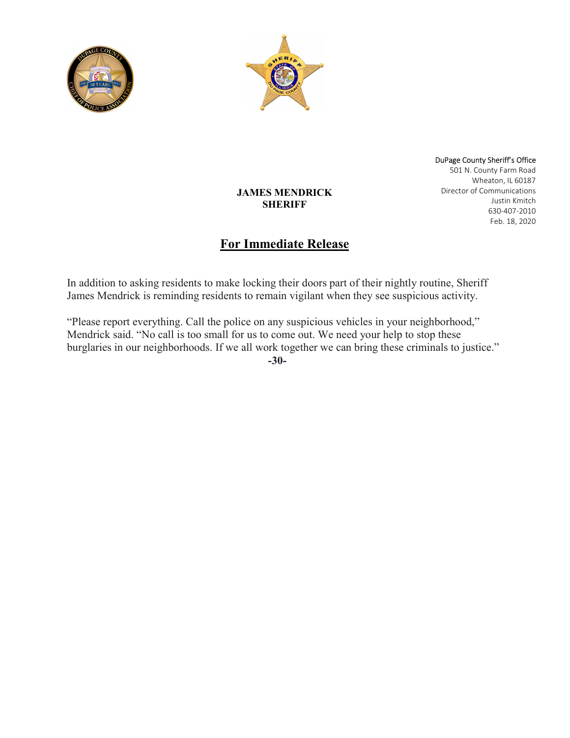DuPage County Sheriff's Office
501 N. County Farm Road
Wheaton, IL 60187
Director of Communications
Justin Kmitch
630-407-2010
Feb. 18, 2020

**JAMES MENDRICK**
**SHERIFF**

## For Immediate Release

In addition to asking residents to make locking their doors part of their nightly routine, Sheriff James Mendrick is reminding residents to remain vigilant when they see suspicious activity.

"Please report everything. Call the police on any suspicious vehicles in your neighborhood," Mendrick said. "No call is too small for us to come out. We need your help to stop these burglaries in our neighborhoods. If we all work together we can bring these criminals to justice."

**-30-**